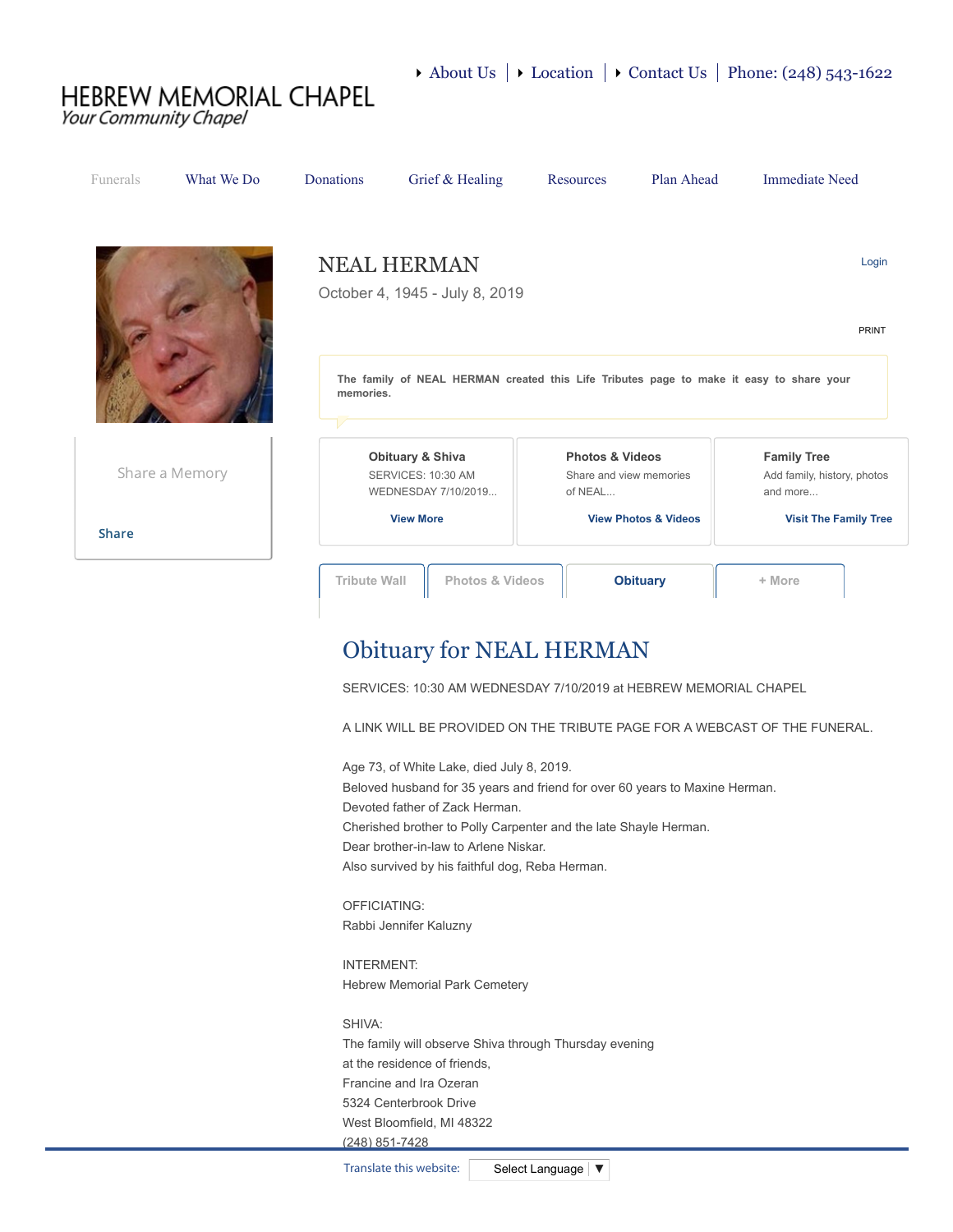About Us | Location | Contact Us | Phone: (248) 543-1622

# HEBREW MEMORIAL CHAPEL

*Your Community Chapel*

Funerals | What We Do | Donations | Grief & Healing | Resources | Plan Ahead | Immediate Need

## NEAL HERMAN

October 4, 1945 - July 8, 2019

Login

PRINT

**The family of NEAL HERMAN created this Life Tributes page to make it easy to share your memories.**

Share a Memory

Share

**Obituary & Shiva**
SERVICES: 10:30 AM WEDNESDAY 7/10/2019...
View More

**Photos & Videos**
Share and view memories of NEAL...
View Photos & Videos

**Family Tree**
Add family, history, photos and more...
Visit The Family Tree

Tribute Wall | Photos & Videos | **Obituary** | + More

## Obituary for NEAL HERMAN

SERVICES: 10:30 AM WEDNESDAY 7/10/2019 at HEBREW MEMORIAL CHAPEL

A LINK WILL BE PROVIDED ON THE TRIBUTE PAGE FOR A WEBCAST OF THE FUNERAL.

Age 73, of White Lake, died July 8, 2019.
Beloved husband for 35 years and friend for over 60 years to Maxine Herman.
Devoted father of Zack Herman.
Cherished brother to Polly Carpenter and the late Shayle Herman.
Dear brother-in-law to Arlene Niskar.
Also survived by his faithful dog, Reba Herman.

OFFICIATING:
Rabbi Jennifer Kaluzny

INTERMENT:
Hebrew Memorial Park Cemetery

SHIVA:
The family will observe Shiva through Thursday evening
at the residence of friends,
Francine and Ira Ozeran
5324 Centerbrook Drive
West Bloomfield, MI 48322
(248) 851-7428

Translate this website: Select Language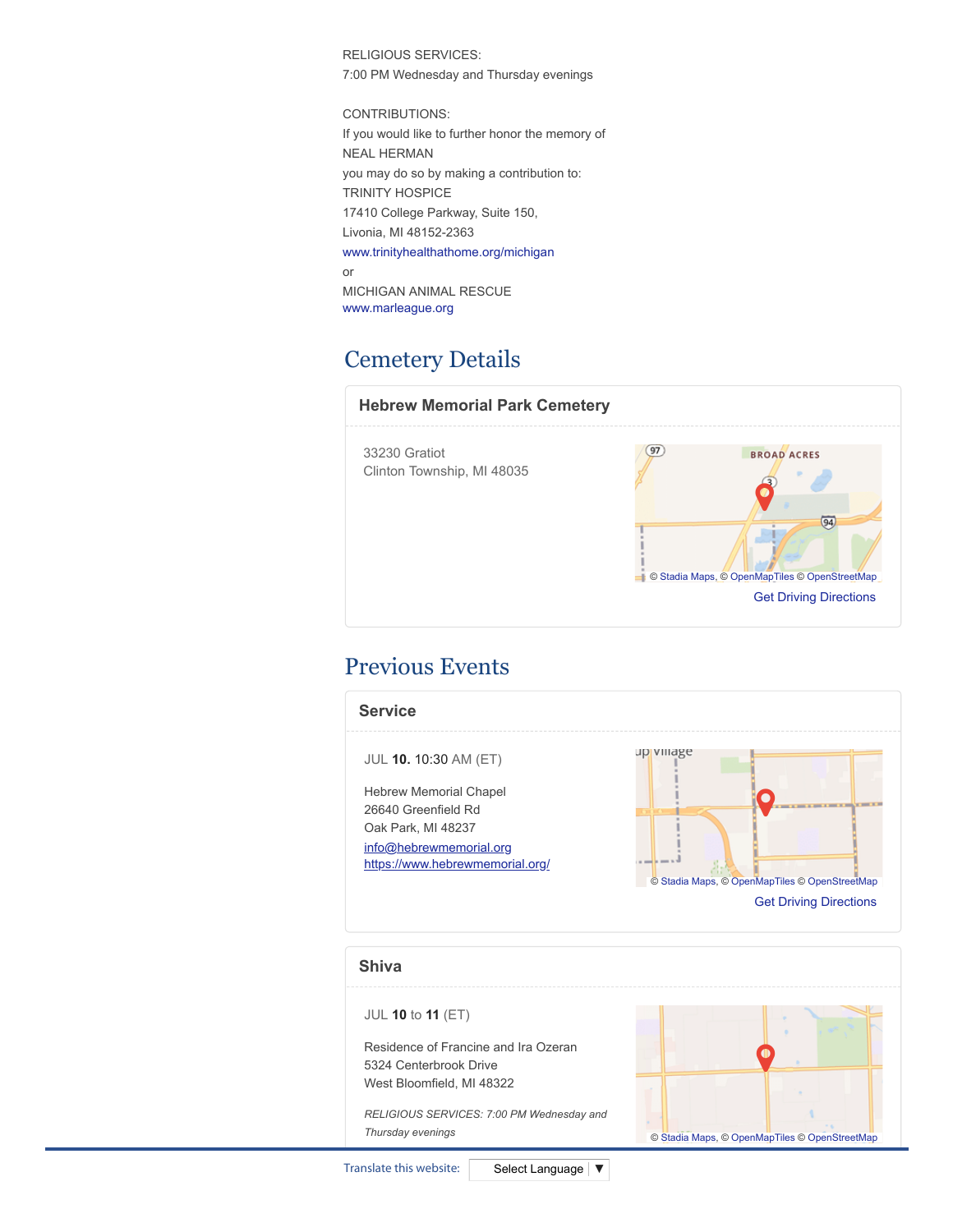RELIGIOUS SERVICES:
7:00 PM Wednesday and Thursday evenings

CONTRIBUTIONS:
If you would like to further honor the memory of
NEAL HERMAN
you may do so by making a contribution to:
TRINITY HOSPICE
17410 College Parkway, Suite 150,
Livonia, MI 48152-2363
www.trinityhealthathome.org/michigan
or
MICHIGAN ANIMAL RESCUE
www.marleague.org

## Cemetery Details

### Hebrew Memorial Park Cemetery

33230 Gratiot
Clinton Township, MI 48035

© Stadia Maps, © OpenMapTiles © OpenStreetMap

Get Driving Directions

## Previous Events

### Service

JUL **10.** 10:30 AM (ET)

Hebrew Memorial Chapel
26640 Greenfield Rd
Oak Park, MI 48237
info@hebrewmemorial.org
https://www.hebrewmemorial.org/

© Stadia Maps, © OpenMapTiles © OpenStreetMap

Get Driving Directions

### Shiva

JUL **10** to **11** (ET)

Residence of Francine and Ira Ozeran
5324 Centerbrook Drive
West Bloomfield, MI 48322

*RELIGIOUS SERVICES: 7:00 PM Wednesday and Thursday evenings*

© Stadia Maps, © OpenMapTiles © OpenStreetMap

Translate this website: Select Language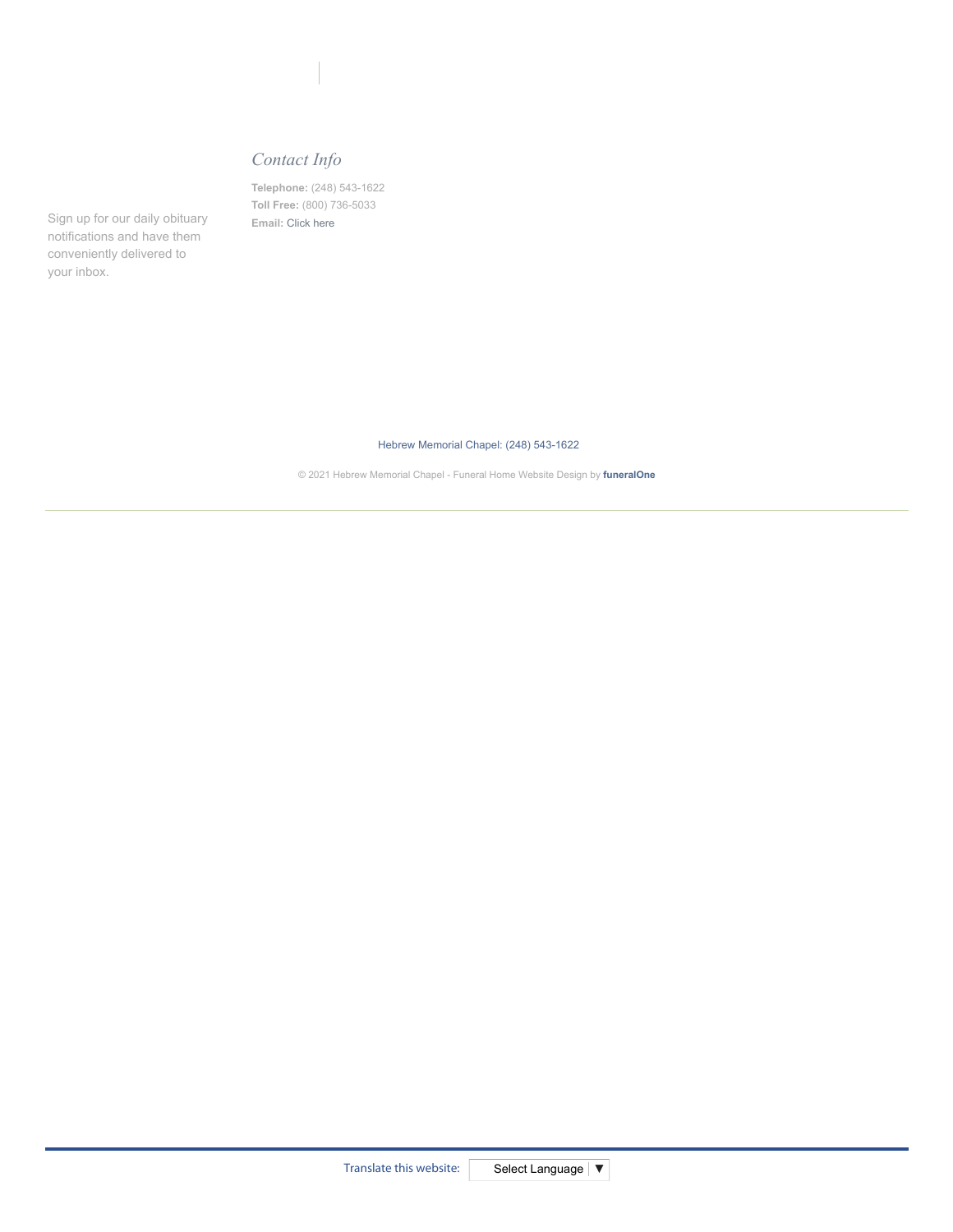Sign up for our daily obituary notifications and have them conveniently delivered to your inbox.

## *Contact Info*

**Telephone:** (248) 543-1622
**Toll Free:** (800) 736-5033
**Email:** Click here

Hebrew Memorial Chapel: (248) 543-1622

© 2021 Hebrew Memorial Chapel - Funeral Home Website Design by **funeralOne**

Translate this website: Select Language ▼